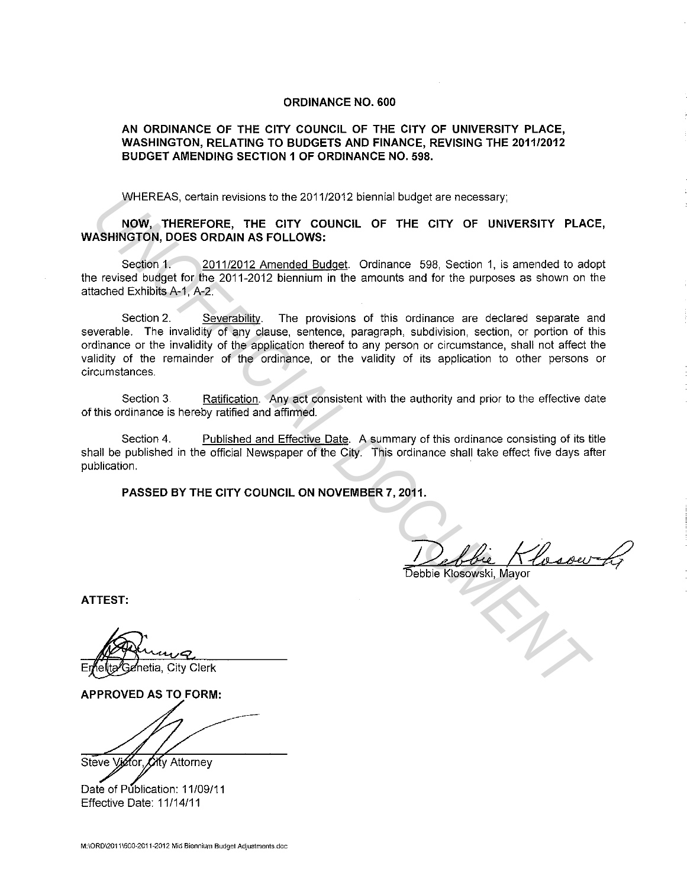# ORDINANCE NO. 600

**AN ORDINANCE OF THE CITY COUNCIL OF THE CITY OF UNIVERSITY PLACE, WASHINGTON, RELATING TO BUDGETS AND FINANCE, REVISING THE 2011/2012 BUDGET AMENDING SECTION 1 OF ORDINANCE NO. 598.**

WHEREAS, certain revisions to the 2011/2012 biennial budget are necessary;

**NOW, THEREFORE, THE CITY COUNCIL OF THE CITY OF UNIVERSITY PLACE, WASHINGTON, DOES ORDAIN AS FOLLOWS:**

Section 1. 2011/2012 Amended Budget. Ordinance 598, Section 1, is amended to adopt the revised budget for the 2011-2012 biennium in the amounts and for the purposes as shown on the attached Exhibits A-1, A-2.

Section 2. Severability. The provisions of this ordinance are declared separate and severable. The invalidity of any clause, sentence, paragraph, subdivision, section, or portion of this ordinance or the invalidity of the application thereof to any person or circumstance, shall not affect the validity of the remainder of the ordinance, or the validity of its application to other persons or circumstances.

Section 3. Ratification. Any act consistent with the authority and prior to the effective date of this ordinance is hereby ratified and affirmed.

Section 4. Published and Effective Date. A summary of this ordinance consisting of its title shall be published in the official Newspaper of the City. This ordinance shall take effect five days after publication.

**PASSED BY THE CITY COUNCIL ON NOVEMBER 7, 2011.**

Debbie Klosowski, Mayor

**ATTEST:**

Emelita Genetia, City Clerk

**APPROVED AS TO FORM:**

Steve Victor, City Attorney

Date of Publication: 11/09/11
Effective Date: 11/14/11

M:\ORD\2011\600-2011-2012 Mid Biennium Budget Adjustments.doc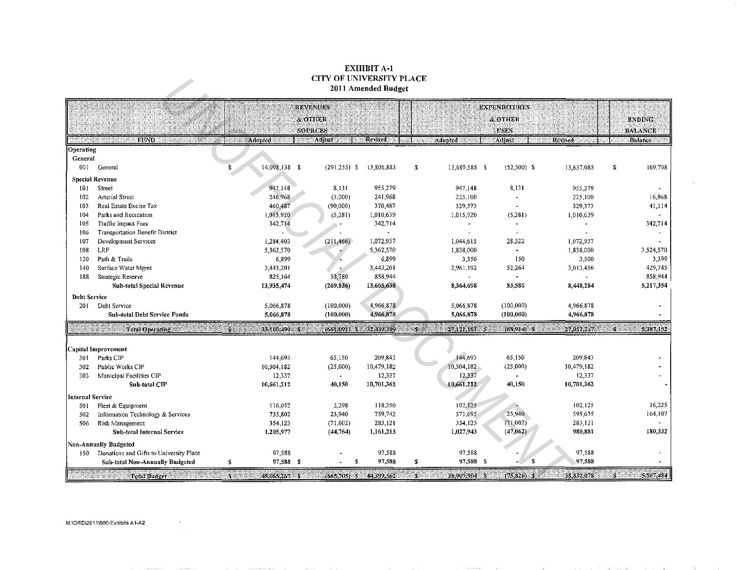# EXHIBIT A-1
## CITY OF UNIVERSITY PLACE
### 2011 Amended Budget

| | | REVENUES & OTHER SOURCES | | | EXPENDITURES & OTHER USES | | | ENDING BALANCE |
|---|---|---|---|---|---|---|---|---|
| | FUND | Adopted | Adjust | Revised | Adopted | Adjust | Revised | Balance |
| **Operating** | | | | | | | | |
| **General** | | | | | | | | |
| 001 | General | $ 14,098,138 | $ (291,255) | $ 13,806,883 | $ 13,689,585 | $ (52,500) | $ 13,637,085 | $ 169,798 |
| **Special Revenue** | | | | | | | | |
| 101 | Street | 947,148 | 8,131 | 955,279 | 947,148 | 8,131 | 955,279 | - |
| 102 | Arterial Street | 246,968 | (5,000) | 241,968 | 225,100 | - | 225,100 | 16,868 |
| 103 | Real Estate Excise Tax | 460,487 | (90,000) | 370,487 | 329,373 | - | 329,373 | 41,114 |
| 104 | Parks and Recreation | 1,015,920 | (5,281) | 1,010,639 | 1,015,920 | (5,281) | 1,010,639 | - |
| 105 | Traffic Impact Fees | 342,714 | - | 342,714 | - | - | - | 342,714 |
| 106 | Transportation Benefit District | - | - | - | - | - | - | - |
| 107 | Development Services | 1,284,403 | (211,466) | 1,072,937 | 1,044,615 | 28,322 | 1,072,937 | - |
| 108 | LRF | 5,362,570 | - | 5,362,570 | 1,838,000 | - | 1,838,000 | 3,524,570 |
| 120 | Path & Trails | 6,899 | - | 6,899 | 3,350 | 150 | 3,500 | 3,399 |
| 140 | Surface Water Mgmt | 3,443,201 | - | 3,443,201 | 2,961,192 | 52,264 | 3,013,456 | 429,745 |
| 188 | Strategic Reserve | 825,164 | 33,780 | 858,944 | - | - | - | 858,944 |
| | **Sub-total Special Revenue** | **13,935,474** | **(269,836)** | **13,665,638** | **8,364,698** | **83,586** | **8,448,284** | **5,217,354** |
| **Debt Service** | | | | | | | | |
| 201 | Debt Service | 5,066,878 | (100,000) | 4,966,878 | 5,066,878 | (100,000) | 4,966,878 | - |
| | **Sub-total Debt Service Funds** | **5,066,878** | **(100,000)** | **4,966,878** | **5,066,878** | **(100,000)** | **4,966,878** | **-** |
| | **Total Operating** | **$ 33,100,490** | **$ (661,091)** | **$ 32,439,399** | **$ 27,121,161** | **$ (68,914)** | **$ 27,052,247** | **$ 5,387,152** |
| **Capital Improvement** | | | | | | | | |
| 301 | Parks CIP | 144,693 | 65,150 | 209,843 | 144,693 | 65,150 | 209,843 | - |
| 302 | Public Works CIP | 10,504,182 | (25,000) | 10,479,182 | 10,504,182 | (25,000) | 10,479,182 | - |
| 303 | Municipal Facilities CIP | 12,337 | - | 12,337 | 12,337 | - | 12,337 | - |
| | **Sub-total CIP** | **10,661,212** | **40,150** | **10,701,362** | **10,661,212** | **40,150** | **10,701,362** | **-** |
| **Internal Service** | | | | | | | | |
| 501 | Fleet & Equipment | 116,052 | 2,298 | 118,350 | 102,125 | - | 102,125 | 16,225 |
| 502 | Information Technology & Services | 735,802 | 23,940 | 759,742 | 571,695 | 23,940 | 595,635 | 164,107 |
| 506 | Risk Management | 354,123 | (71,002) | 283,121 | 354,123 | (71,002) | 283,121 | - |
| | **Sub-total Internal Service** | **1,205,977** | **(44,764)** | **1,161,213** | **1,027,943** | **(47,062)** | **980,881** | **180,332** |
| **Non-Annually Budgeted** | | | | | | | | |
| 150 | Donations and Gifts to University Place | 97,588 | - | 97,588 | 97,588 | - | 97,588 | - |
| | **Sub-total Non-Annually Budgeted** | **$ 97,588** | **$ -** | **$ 97,588** | **$ 97,588** | **$ -** | **$ 97,588** | **-** |
| | **Total Budget** | **$ 45,065,267** | **$ (665,705)** | **$ 44,399,562** | **$ 38,907,904** | **$ (75,826)** | **$ 38,832,078** | **$ 5,567,484** |

M:\ORD\2011\600-Exhibits A1-A2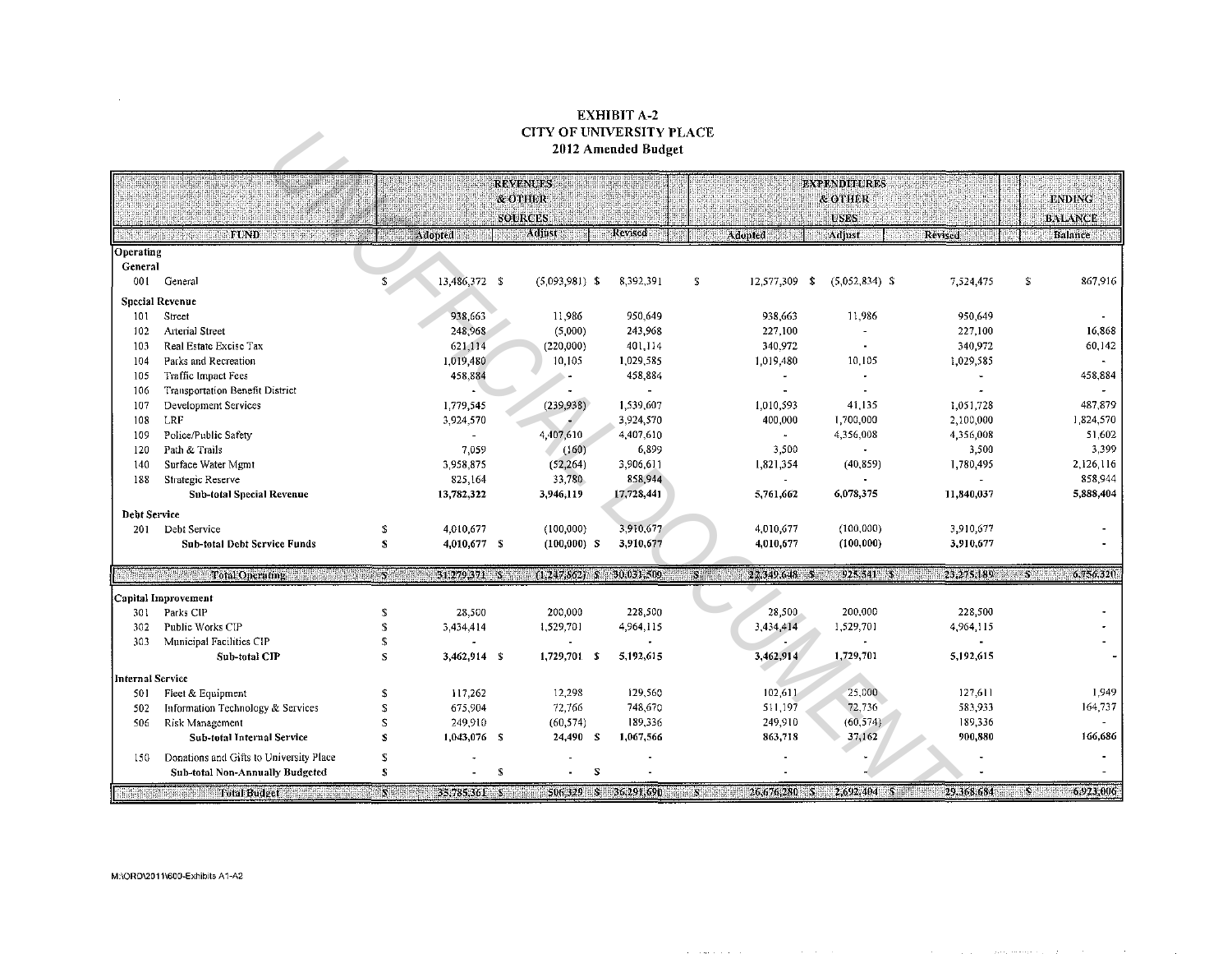# EXHIBIT A-2
## CITY OF UNIVERSITY PLACE
### 2012 Amended Budget

| FUND | | REVENUES & OTHER SOURCES Adopted | Adjust | Revised | EXPENDITURES & OTHER USES Adopted | Adjust | Revised | ENDING BALANCE Balance |
|---|---|---|---|---|---|---|---|---|
| **Operating** | | | | | | | | |
| **General** | | | | | | | | |
| 001 | General | $ 13,486,372 | $ (5,093,981) | $ 8,392,391 | $ 12,577,309 | $ (5,052,834) | $ 7,524,475 | $ 867,916 |
| **Special Revenue** | | | | | | | | |
| 101 | Street | 938,663 | 11,986 | 950,649 | 938,663 | 11,986 | 950,649 | - |
| 102 | Arterial Street | 248,968 | (5,000) | 243,968 | 227,100 | - | 227,100 | 16,868 |
| 103 | Real Estate Excise Tax | 621,114 | (220,000) | 401,114 | 340,972 | - | 340,972 | 60,142 |
| 104 | Parks and Recreation | 1,019,480 | 10,105 | 1,029,585 | 1,019,480 | 10,105 | 1,029,585 | - |
| 105 | Traffic Impact Fees | 458,884 | - | 458,884 | - | - | - | 458,884 |
| 106 | Transportation Benefit District | - | - | - | - | - | - | - |
| 107 | Development Services | 1,779,545 | (239,938) | 1,539,607 | 1,010,593 | 41,135 | 1,051,728 | 487,879 |
| 108 | LRF | 3,924,570 | - | 3,924,570 | 400,000 | 1,700,000 | 2,100,000 | 1,824,570 |
| 109 | Police/Public Safety | - | 4,407,610 | 4,407,610 | - | 4,356,008 | 4,356,008 | 51,602 |
| 120 | Path & Trails | 7,059 | (160) | 6,899 | 3,500 | - | 3,500 | 3,399 |
| 140 | Surface Water Mgmt | 3,958,875 | (52,264) | 3,906,611 | 1,821,354 | (40,859) | 1,780,495 | 2,126,116 |
| 188 | Strategic Reserve | 825,164 | 33,780 | 858,944 | - | - | - | 858,944 |
| | **Sub-total Special Revenue** | **13,782,322** | **3,946,119** | **17,728,441** | **5,761,662** | **6,078,375** | **11,840,037** | **5,888,404** |
| **Debt Service** | | | | | | | | |
| 201 | Debt Service | $ 4,010,677 | (100,000) | 3,910,677 | 4,010,677 | (100,000) | 3,910,677 | - |
| | **Sub-total Debt Service Funds** | **$ 4,010,677** | **$ (100,000)** | **$ 3,910,677** | **4,010,677** | **(100,000)** | **3,910,677** | **-** |
| | **Total Operating** | **$ 31,279,371** | **$ (1,247,862)** | **$ 30,031,509** | **$ 22,349,648** | **$ 925,541** | **$ 23,275,189** | **$ 6,756,320** |
| **Capital Improvement** | | | | | | | | |
| 301 | Parks CIP | $ 28,500 | 200,000 | 228,500 | 28,500 | 200,000 | 228,500 | - |
| 302 | Public Works CIP | $ 3,434,414 | 1,529,701 | 4,964,115 | 3,434,414 | 1,529,701 | 4,964,115 | - |
| 303 | Municipal Facilities CIP | $ - | - | - | - | - | - | - |
| | **Sub-total CIP** | **$ 3,462,914** | **$ 1,729,701** | **$ 5,192,615** | **3,462,914** | **1,729,701** | **5,192,615** | **-** |
| **Internal Service** | | | | | | | | |
| 501 | Fleet & Equipment | $ 117,262 | 12,298 | 129,560 | 102,611 | 25,000 | 127,611 | 1,949 |
| 502 | Information Technology & Services | $ 675,904 | 72,766 | 748,670 | 511,197 | 72,736 | 583,933 | 164,737 |
| 506 | Risk Management | $ 249,910 | (60,574) | 189,336 | 249,910 | (60,574) | 189,336 | - |
| | **Sub-total Internal Service** | **$ 1,043,076** | **$ 24,490** | **$ 1,067,566** | **863,718** | **37,162** | **900,880** | **166,686** |
| 150 | Donations and Gifts to University Place | $ - | - | - | - | - | - | - |
| | **Sub-total Non-Annually Budgeted** | **$ -** | **$ -** | **$ -** | **-** | **-** | **-** | **-** |
| | **Total Budget** | **$ 35,785,361** | **$ 506,329** | **$ 36,291,690** | **$ 26,676,280** | **$ 2,692,404** | **$ 29,368,684** | **$ 6,923,006** |

M:\ORD\2011\600-Exhibits A1-A2